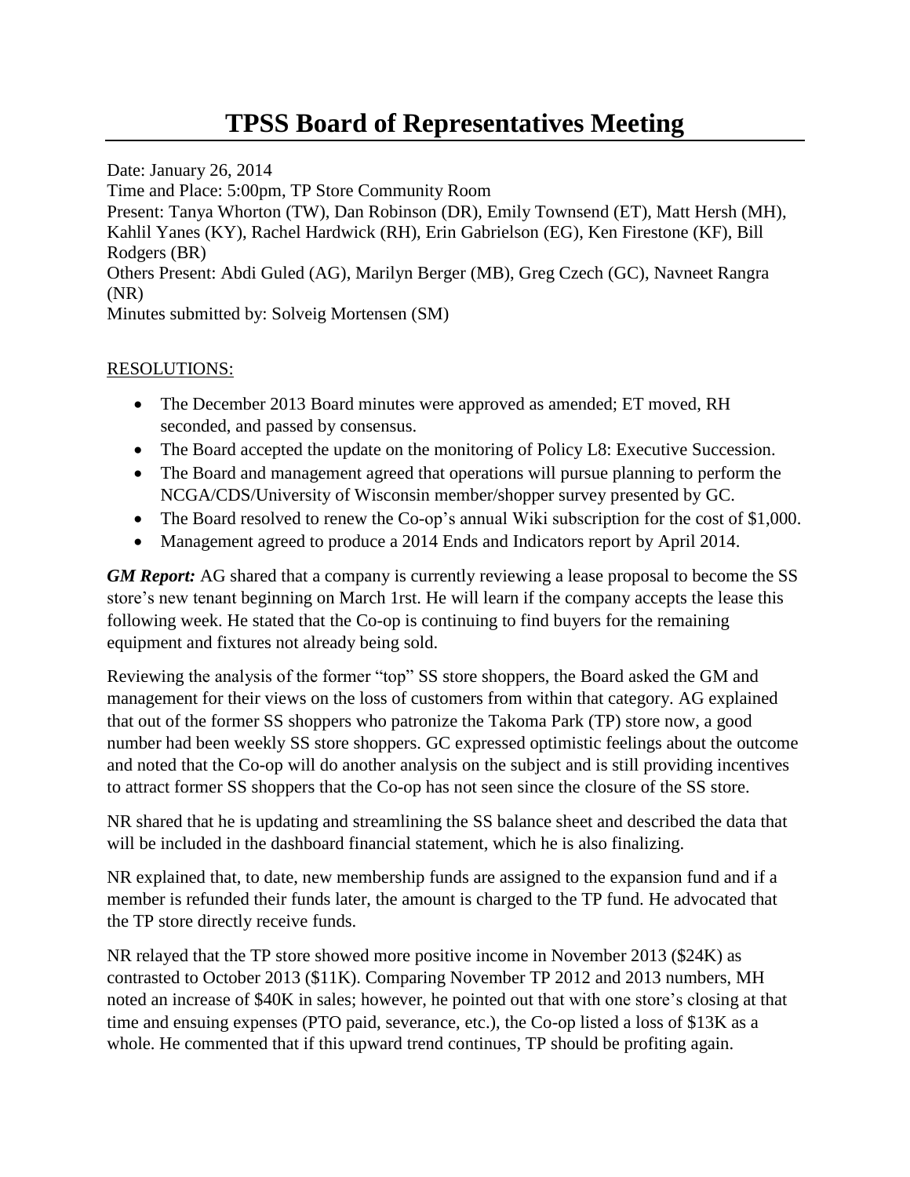# TPSS Board of Representatives Meeting

Date: January 26, 2014
Time and Place: 5:00pm, TP Store Community Room
Present: Tanya Whorton (TW), Dan Robinson (DR), Emily Townsend (ET), Matt Hersh (MH), Kahlil Yanes (KY), Rachel Hardwick (RH), Erin Gabrielson (EG), Ken Firestone (KF), Bill Rodgers (BR)
Others Present: Abdi Guled (AG), Marilyn Berger (MB), Greg Czech (GC), Navneet Rangra (NR)
Minutes submitted by: Solveig Mortensen (SM)

<u>RESOLUTIONS:</u>

- The December 2013 Board minutes were approved as amended; ET moved, RH seconded, and passed by consensus.
- The Board accepted the update on the monitoring of Policy L8: Executive Succession.
- The Board and management agreed that operations will pursue planning to perform the NCGA/CDS/University of Wisconsin member/shopper survey presented by GC.
- The Board resolved to renew the Co-op's annual Wiki subscription for the cost of $1,000.
- Management agreed to produce a 2014 Ends and Indicators report by April 2014.

***GM Report:*** AG shared that a company is currently reviewing a lease proposal to become the SS store's new tenant beginning on March 1rst. He will learn if the company accepts the lease this following week. He stated that the Co-op is continuing to find buyers for the remaining equipment and fixtures not already being sold.

Reviewing the analysis of the former "top" SS store shoppers, the Board asked the GM and management for their views on the loss of customers from within that category. AG explained that out of the former SS shoppers who patronize the Takoma Park (TP) store now, a good number had been weekly SS store shoppers. GC expressed optimistic feelings about the outcome and noted that the Co-op will do another analysis on the subject and is still providing incentives to attract former SS shoppers that the Co-op has not seen since the closure of the SS store.

NR shared that he is updating and streamlining the SS balance sheet and described the data that will be included in the dashboard financial statement, which he is also finalizing.

NR explained that, to date, new membership funds are assigned to the expansion fund and if a member is refunded their funds later, the amount is charged to the TP fund. He advocated that the TP store directly receive funds.

NR relayed that the TP store showed more positive income in November 2013 ($24K) as contrasted to October 2013 ($11K). Comparing November TP 2012 and 2013 numbers, MH noted an increase of $40K in sales; however, he pointed out that with one store's closing at that time and ensuing expenses (PTO paid, severance, etc.), the Co-op listed a loss of $13K as a whole. He commented that if this upward trend continues, TP should be profiting again.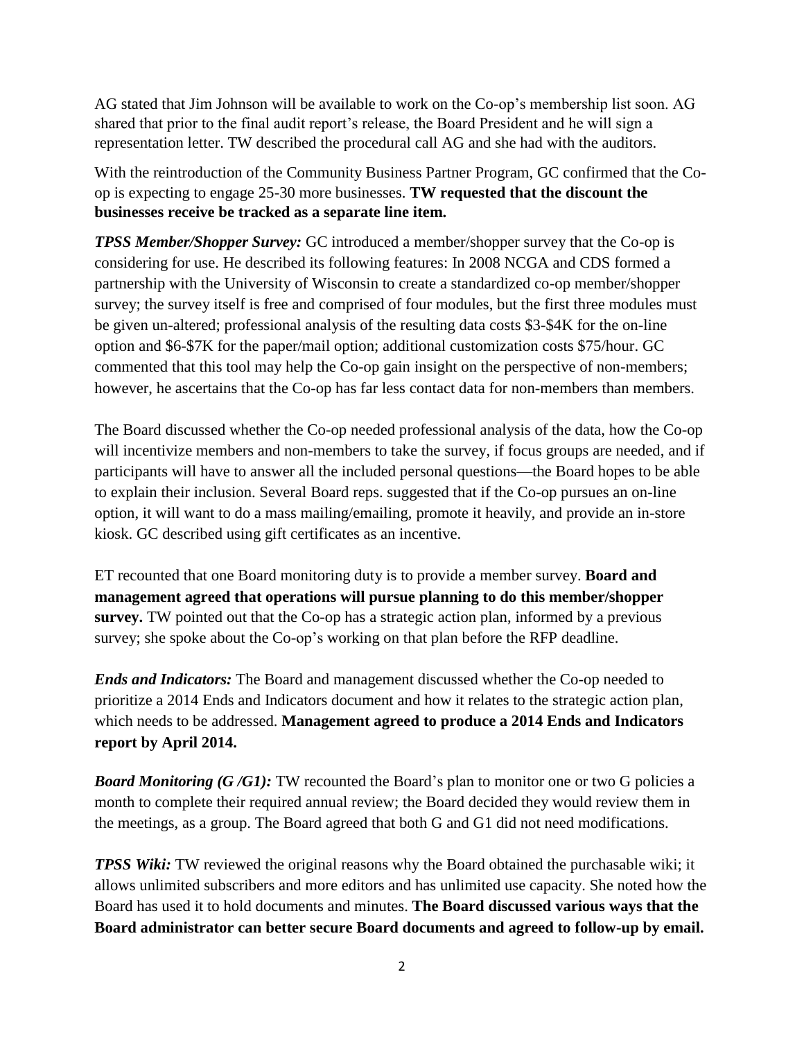AG stated that Jim Johnson will be available to work on the Co-op's membership list soon. AG shared that prior to the final audit report's release, the Board President and he will sign a representation letter. TW described the procedural call AG and she had with the auditors.

With the reintroduction of the Community Business Partner Program, GC confirmed that the Co-op is expecting to engage 25-30 more businesses. **TW requested that the discount the businesses receive be tracked as a separate line item.**

***TPSS Member/Shopper Survey:*** GC introduced a member/shopper survey that the Co-op is considering for use. He described its following features: In 2008 NCGA and CDS formed a partnership with the University of Wisconsin to create a standardized co-op member/shopper survey; the survey itself is free and comprised of four modules, but the first three modules must be given un-altered; professional analysis of the resulting data costs $3-$4K for the on-line option and $6-$7K for the paper/mail option; additional customization costs $75/hour. GC commented that this tool may help the Co-op gain insight on the perspective of non-members; however, he ascertains that the Co-op has far less contact data for non-members than members.

The Board discussed whether the Co-op needed professional analysis of the data, how the Co-op will incentivize members and non-members to take the survey, if focus groups are needed, and if participants will have to answer all the included personal questions—the Board hopes to be able to explain their inclusion. Several Board reps. suggested that if the Co-op pursues an on-line option, it will want to do a mass mailing/emailing, promote it heavily, and provide an in-store kiosk. GC described using gift certificates as an incentive.

ET recounted that one Board monitoring duty is to provide a member survey. **Board and management agreed that operations will pursue planning to do this member/shopper survey.** TW pointed out that the Co-op has a strategic action plan, informed by a previous survey; she spoke about the Co-op's working on that plan before the RFP deadline.

***Ends and Indicators:*** The Board and management discussed whether the Co-op needed to prioritize a 2014 Ends and Indicators document and how it relates to the strategic action plan, which needs to be addressed. **Management agreed to produce a 2014 Ends and Indicators report by April 2014.**

***Board Monitoring (G /G1):*** TW recounted the Board's plan to monitor one or two G policies a month to complete their required annual review; the Board decided they would review them in the meetings, as a group. The Board agreed that both G and G1 did not need modifications.

***TPSS Wiki:*** TW reviewed the original reasons why the Board obtained the purchasable wiki; it allows unlimited subscribers and more editors and has unlimited use capacity. She noted how the Board has used it to hold documents and minutes. **The Board discussed various ways that the Board administrator can better secure Board documents and agreed to follow-up by email.**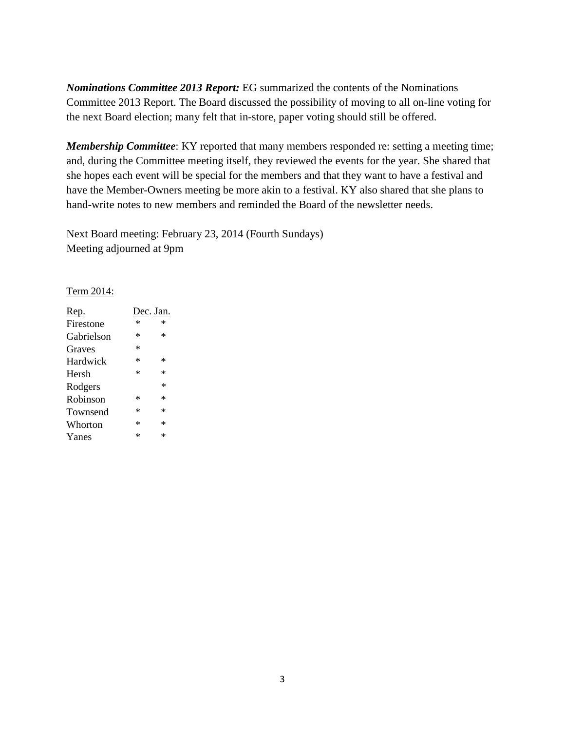***Nominations Committee 2013 Report:*** EG summarized the contents of the Nominations Committee 2013 Report. The Board discussed the possibility of moving to all on-line voting for the next Board election; many felt that in-store, paper voting should still be offered.

***Membership Committee***: KY reported that many members responded re: setting a meeting time; and, during the Committee meeting itself, they reviewed the events for the year. She shared that she hopes each event will be special for the members and that they want to have a festival and have the Member-Owners meeting be more akin to a festival. KY also shared that she plans to hand-write notes to new members and reminded the Board of the newsletter needs.

Next Board meeting: February 23, 2014 (Fourth Sundays)
Meeting adjourned at 9pm

Term 2014:

| Rep. | Dec. | Jan. |
|---|---|---|
| Firestone | * | * |
| Gabrielson | * | * |
| Graves | * | |
| Hardwick | * | * |
| Hersh | * | * |
| Rodgers | | * |
| Robinson | * | * |
| Townsend | * | * |
| Whorton | * | * |
| Yanes | * | * |